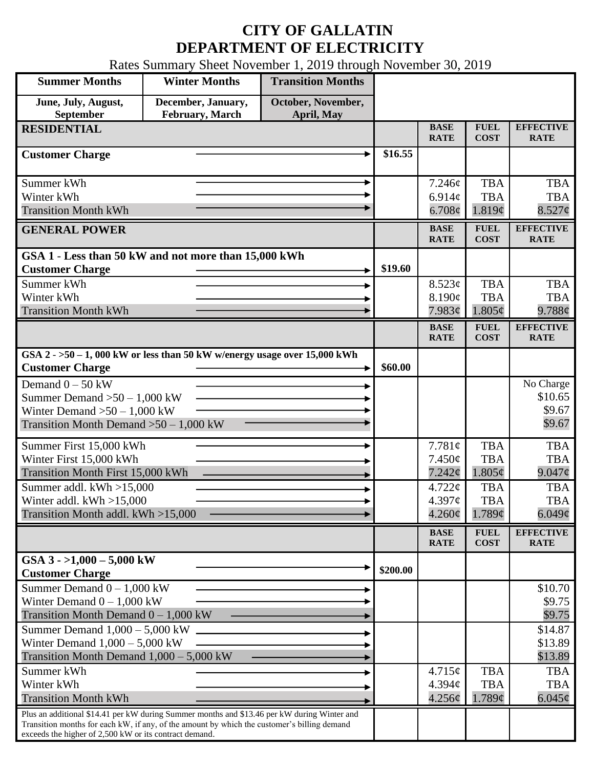# CITY OF GALLATIN
# DEPARTMENT OF ELECTRICITY

Rates Summary Sheet November 1, 2019 through November 30, 2019

| Summer Months | Winter Months | Transition Months |
|---|---|---|
| June, July, August, September | December, January, February, March | October, November, April, May |

| RESIDENTIAL | | BASE RATE | FUEL COST | EFFECTIVE RATE |
|---|---|---|---|---|
| **Customer Charge** | $16.55 | | | |
| Summer kWh | | 7.246¢ | TBA | TBA |
| Winter kWh | | 6.914¢ | TBA | TBA |
| Transition Month kWh | | 6.708¢ | 1.819¢ | 8.527¢ |

| GENERAL POWER | | BASE RATE | FUEL COST | EFFECTIVE RATE |
|---|---|---|---|---|
| **GSA 1 - Less than 50 kW and not more than 15,000 kWh** | | | | |
| **Customer Charge** | $19.60 | | | |
| Summer kWh | | 8.523¢ | TBA | TBA |
| Winter kWh | | 8.190¢ | TBA | TBA |
| Transition Month kWh | | 7.983¢ | 1.805¢ | 9.788¢ |

| | | BASE RATE | FUEL COST | EFFECTIVE RATE |
|---|---|---|---|---|
| **GSA 2 - >50 – 1, 000 kW or less than 50 kW w/energy usage over 15,000 kWh** | | | | |
| **Customer Charge** | $60.00 | | | |
| Demand 0 – 50 kW | | | | No Charge |
| Summer Demand >50 – 1,000 kW | | | | $10.65 |
| Winter Demand >50 – 1,000 kW | | | | $9.67 |
| Transition Month Demand >50 – 1,000 kW | | | | $9.67 |
| Summer First 15,000 kWh | | 7.781¢ | TBA | TBA |
| Winter First 15,000 kWh | | 7.450¢ | TBA | TBA |
| Transition Month First 15,000 kWh | | 7.242¢ | 1.805¢ | 9.047¢ |
| Summer addl. kWh >15,000 | | 4.722¢ | TBA | TBA |
| Winter addl. kWh >15,000 | | 4.397¢ | TBA | TBA |
| Transition Month addl. kWh >15,000 | | 4.260¢ | 1.789¢ | 6.049¢ |

| | | BASE RATE | FUEL COST | EFFECTIVE RATE |
|---|---|---|---|---|
| **GSA 3 - >1,000 – 5,000 kW** | | | | |
| **Customer Charge** | $200.00 | | | |
| Summer Demand 0 – 1,000 kW | | | | $10.70 |
| Winter Demand 0 – 1,000 kW | | | | $9.75 |
| Transition Month Demand 0 – 1,000 kW | | | | $9.75 |
| Summer Demand 1,000 – 5,000 kW | | | | $14.87 |
| Winter Demand 1,000 – 5,000 kW | | | | $13.89 |
| Transition Month Demand 1,000 – 5,000 kW | | | | $13.89 |
| Summer kWh | | 4.715¢ | TBA | TBA |
| Winter kWh | | 4.394¢ | TBA | TBA |
| Transition Month kWh | | 4.256¢ | 1.789¢ | 6.045¢ |
| Plus an additional $14.41 per kW during Summer months and $13.46 per kW during Winter and Transition months for each kW, if any, of the amount by which the customer's billing demand exceeds the higher of 2,500 kW or its contract demand. | | | | |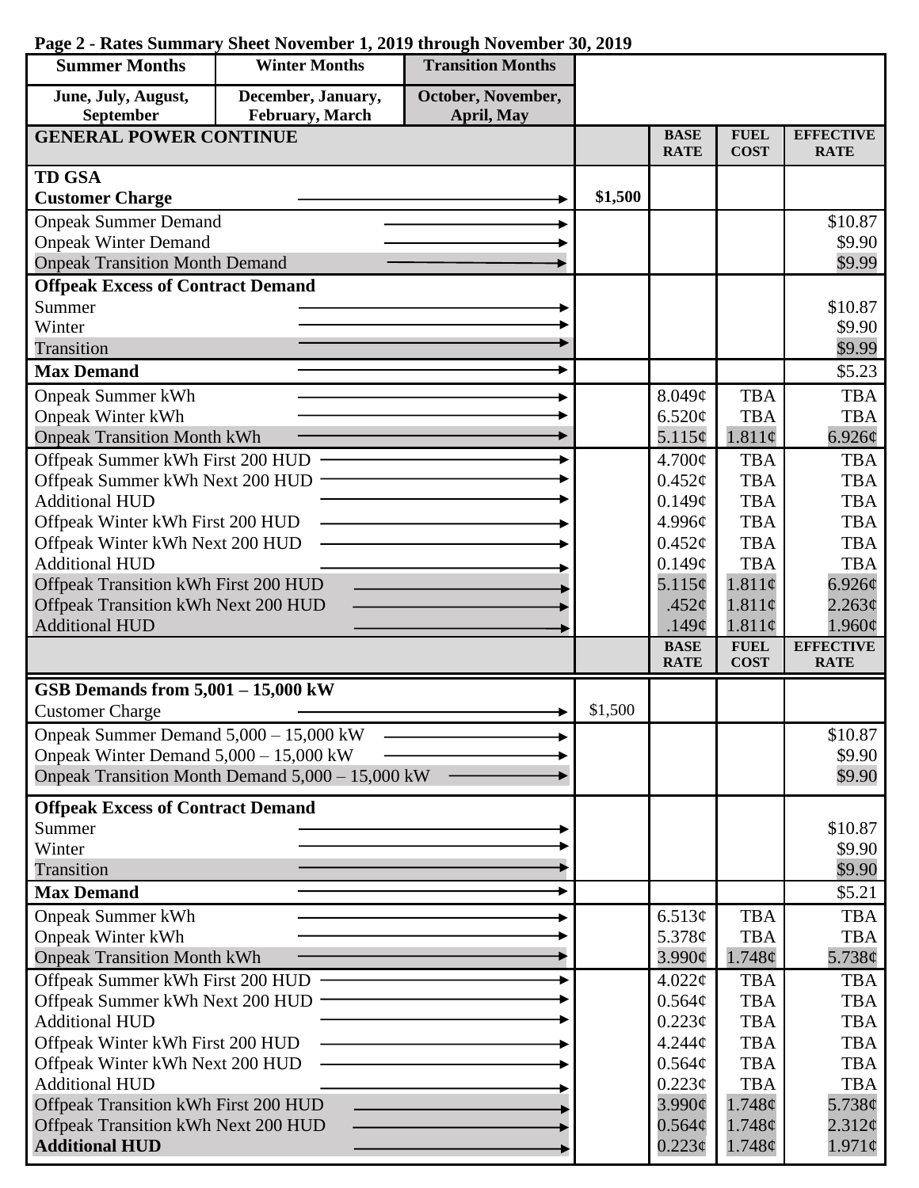**Page 2 - Rates Summary Sheet November 1, 2019 through November 30, 2019**

| Summer Months | Winter Months | Transition Months | | | | |
|---|---|---|---|---|---|---|
| June, July, August, September | December, January, February, March | October, November, April, May | | | | |
| **GENERAL POWER CONTINUE** | | | | **BASE RATE** | **FUEL COST** | **EFFECTIVE RATE** |
| **TD GSA** | | | | | | |
| **Customer Charge** | | | **$1,500** | | | |
| Onpeak Summer Demand | | | | | | $10.87 |
| Onpeak Winter Demand | | | | | | $9.90 |
| Onpeak Transition Month Demand | | | | | | $9.99 |
| **Offpeak Excess of Contract Demand** | | | | | | |
| Summer | | | | | | $10.87 |
| Winter | | | | | | $9.90 |
| Transition | | | | | | $9.99 |
| **Max Demand** | | | | | | $5.23 |
| Onpeak Summer kWh | | | | 8.049¢ | TBA | TBA |
| Onpeak Winter kWh | | | | 6.520¢ | TBA | TBA |
| Onpeak Transition Month kWh | | | | 5.115¢ | 1.811¢ | 6.926¢ |
| Offpeak Summer kWh First 200 HUD | | | | 4.700¢ | TBA | TBA |
| Offpeak Summer kWh Next 200 HUD | | | | 0.452¢ | TBA | TBA |
| Additional HUD | | | | 0.149¢ | TBA | TBA |
| Offpeak Winter kWh First 200 HUD | | | | 4.996¢ | TBA | TBA |
| Offpeak Winter kWh Next 200 HUD | | | | 0.452¢ | TBA | TBA |
| Additional HUD | | | | 0.149¢ | TBA | TBA |
| Offpeak Transition kWh First 200 HUD | | | | 5.115¢ | 1.811¢ | 6.926¢ |
| Offpeak Transition kWh Next 200 HUD | | | | .452¢ | 1.811¢ | 2.263¢ |
| Additional HUD | | | | .149¢ | 1.811¢ | 1.960¢ |
| | | | | **BASE RATE** | **FUEL COST** | **EFFECTIVE RATE** |
| **GSB Demands from 5,001 – 15,000 kW** | | | | | | |
| Customer Charge | | | $1,500 | | | |
| Onpeak Summer Demand 5,000 – 15,000 kW | | | | | | $10.87 |
| Onpeak Winter Demand 5,000 – 15,000 kW | | | | | | $9.90 |
| Onpeak Transition Month Demand 5,000 – 15,000 kW | | | | | | $9.90 |
| **Offpeak Excess of Contract Demand** | | | | | | |
| Summer | | | | | | $10.87 |
| Winter | | | | | | $9.90 |
| Transition | | | | | | $9.90 |
| **Max Demand** | | | | | | $5.21 |
| Onpeak Summer kWh | | | | 6.513¢ | TBA | TBA |
| Onpeak Winter kWh | | | | 5.378¢ | TBA | TBA |
| Onpeak Transition Month kWh | | | | 3.990¢ | 1.748¢ | 5.738¢ |
| Offpeak Summer kWh First 200 HUD | | | | 4.022¢ | TBA | TBA |
| Offpeak Summer kWh Next 200 HUD | | | | 0.564¢ | TBA | TBA |
| Additional HUD | | | | 0.223¢ | TBA | TBA |
| Offpeak Winter kWh First 200 HUD | | | | 4.244¢ | TBA | TBA |
| Offpeak Winter kWh Next 200 HUD | | | | 0.564¢ | TBA | TBA |
| Additional HUD | | | | 0.223¢ | TBA | TBA |
| Offpeak Transition kWh First 200 HUD | | | | 3.990¢ | 1.748¢ | 5.738¢ |
| Offpeak Transition kWh Next 200 HUD | | | | 0.564¢ | 1.748¢ | 2.312¢ |
| **Additional HUD** | | | | 0.223¢ | 1.748¢ | 1.971¢ |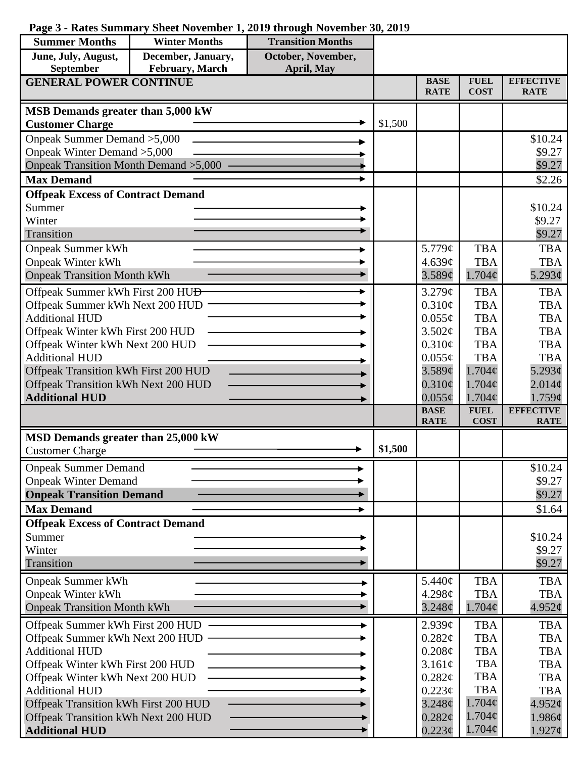**Page 3 - Rates Summary Sheet November 1, 2019 through November 30, 2019**

| Summer Months | Winter Months | Transition Months |
|---|---|---|
| June, July, August, September | December, January, February, March | October, November, April, May |

| GENERAL POWER CONTINUE | | BASE RATE | FUEL COST | EFFECTIVE RATE |
|---|---|---|---|---|
| **MSB Demands greater than 5,000 kW** | | | | |
| **Customer Charge** | $1,500 | | | |
| Onpeak Summer Demand >5,000 | | | | $10.24 |
| Onpeak Winter Demand >5,000 | | | | $9.27 |
| Onpeak Transition Month Demand >5,000 | | | | $9.27 |
| **Max Demand** | | | | $2.26 |
| **Offpeak Excess of Contract Demand** | | | | |
| Summer | | | | $10.24 |
| Winter | | | | $9.27 |
| Transition | | | | $9.27 |
| Onpeak Summer kWh | | 5.779¢ | TBA | TBA |
| Onpeak Winter kWh | | 4.639¢ | TBA | TBA |
| Onpeak Transition Month kWh | | 3.589¢ | 1.704¢ | 5.293¢ |
| Offpeak Summer kWh First 200 HUD | | 3.279¢ | TBA | TBA |
| Offpeak Summer kWh Next 200 HUD | | 0.310¢ | TBA | TBA |
| Additional HUD | | 0.055¢ | TBA | TBA |
| Offpeak Winter kWh First 200 HUD | | 3.502¢ | TBA | TBA |
| Offpeak Winter kWh Next 200 HUD | | 0.310¢ | TBA | TBA |
| Additional HUD | | 0.055¢ | TBA | TBA |
| Offpeak Transition kWh First 200 HUD | | 3.589¢ | 1.704¢ | 5.293¢ |
| Offpeak Transition kWh Next 200 HUD | | 0.310¢ | 1.704¢ | 2.014¢ |
| **Additional HUD** | | 0.055¢ | 1.704¢ | 1.759¢ |

| | | BASE RATE | FUEL COST | EFFECTIVE RATE |
|---|---|---|---|---|
| **MSD Demands greater than 25,000 kW** | | | | |
| Customer Charge | **$1,500** | | | |
| Onpeak Summer Demand | | | | $10.24 |
| Onpeak Winter Demand | | | | $9.27 |
| **Onpeak Transition Demand** | | | | $9.27 |
| **Max Demand** | | | | $1.64 |
| **Offpeak Excess of Contract Demand** | | | | |
| Summer | | | | $10.24 |
| Winter | | | | $9.27 |
| Transition | | | | $9.27 |
| Onpeak Summer kWh | | 5.440¢ | TBA | TBA |
| Onpeak Winter kWh | | 4.298¢ | TBA | TBA |
| Onpeak Transition Month kWh | | 3.248¢ | 1.704¢ | 4.952¢ |
| Offpeak Summer kWh First 200 HUD | | 2.939¢ | TBA | TBA |
| Offpeak Summer kWh Next 200 HUD | | 0.282¢ | TBA | TBA |
| Additional HUD | | 0.208¢ | TBA | TBA |
| Offpeak Winter kWh First 200 HUD | | 3.161¢ | TBA | TBA |
| Offpeak Winter kWh Next 200 HUD | | 0.282¢ | TBA | TBA |
| Additional HUD | | 0.223¢ | TBA | TBA |
| Offpeak Transition kWh First 200 HUD | | 3.248¢ | 1.704¢ | 4.952¢ |
| Offpeak Transition kWh Next 200 HUD | | 0.282¢ | 1.704¢ | 1.986¢ |
| **Additional HUD** | | 0.223¢ | 1.704¢ | 1.927¢ |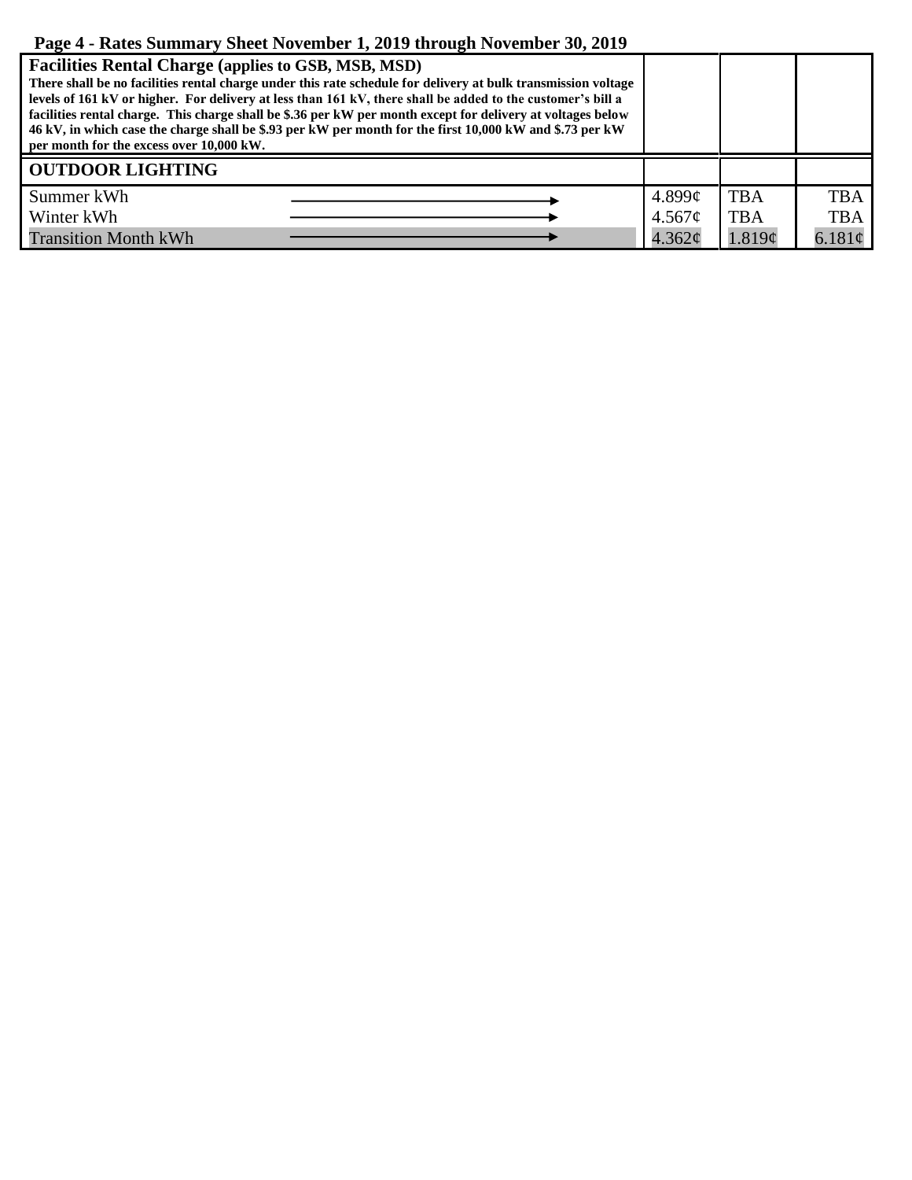**Page 4 - Rates Summary Sheet November 1, 2019 through November 30, 2019**

| | | | |
|---|---|---|---|
| **Facilities Rental Charge (applies to GSB, MSB, MSD)**<br>**There shall be no facilities rental charge under this rate schedule for delivery at bulk transmission voltage levels of 161 kV or higher. For delivery at less than 161 kV, there shall be added to the customer's bill a facilities rental charge. This charge shall be $.36 per kW per month except for delivery at voltages below 46 kV, in which case the charge shall be $.93 per kW per month for the first 10,000 kW and $.73 per kW per month for the excess over 10,000 kW.** | | | |
| **OUTDOOR LIGHTING** | | | |
| Summer kWh ⟶ | 4.899¢ | TBA | TBA |
| Winter kWh ⟶ | 4.567¢ | TBA | TBA |
| Transition Month kWh ⟶ | 4.362¢ | 1.819¢ | 6.181¢ |